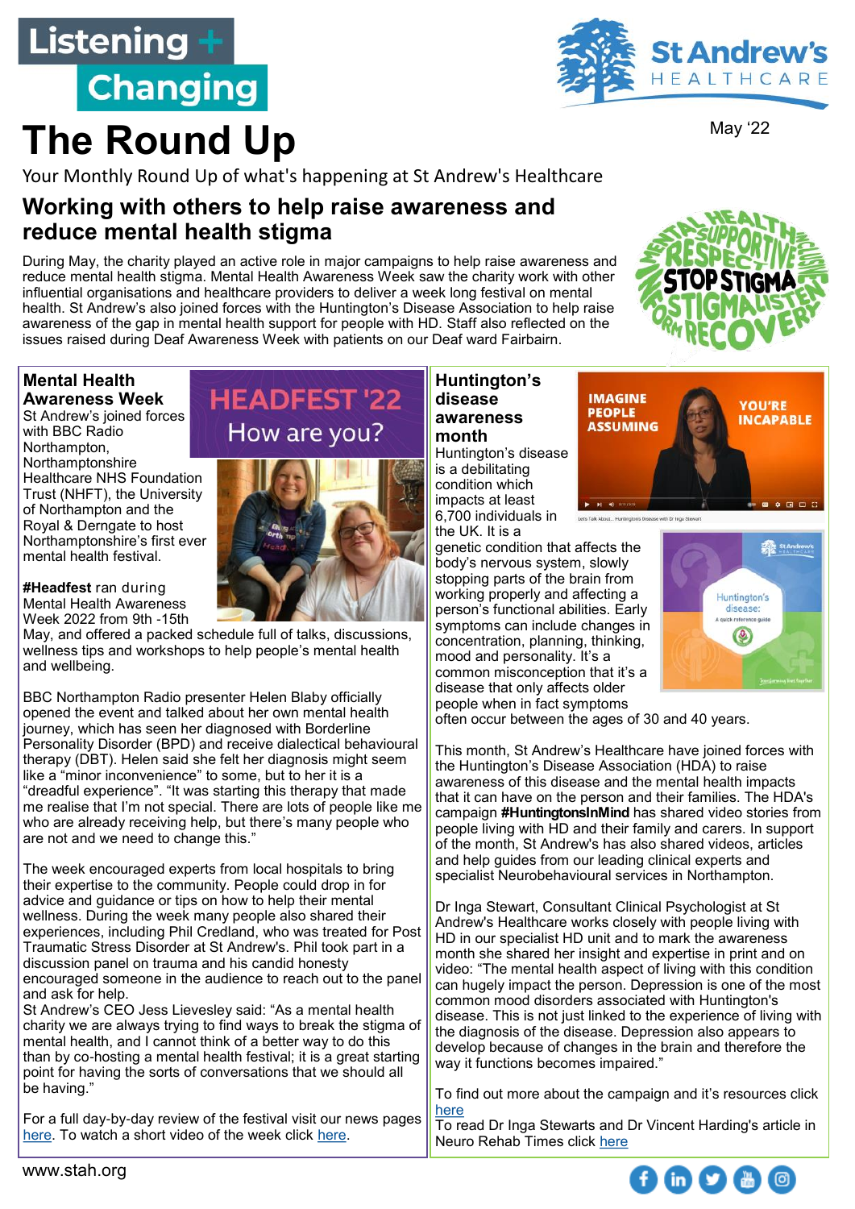# Listening + Changing

# The Round Up

May '22

Your Monthly Round Up of what's happening at St Andrew's Healthcare

## Working with others to help raise awareness and reduce mental health stigma

During May, the charity played an active role in major campaigns to help raise awareness and reduce mental health stigma. Mental Health Awareness Week saw the charity work with other influential organisations and healthcare providers to deliver a week long festival on mental health. St Andrew's also joined forces with the Huntington's Disease Association to help raise awareness of the gap in mental health support for people with HD. Staff also reflected on the issues raised during Deaf Awareness Week with patients on our Deaf ward Fairbairn.

### Mental Health Awareness Week

St Andrew's joined forces with BBC Radio Northampton, Northamptonshire Healthcare NHS Foundation Trust (NHFT), the University of Northampton and the Royal & Derngate to host Northamptonshire's first ever mental health festival.

**#Headfest** ran during Mental Health Awareness Week 2022 from 9th -15th May, and offered a packed schedule full of talks, discussions, wellness tips and workshops to help people's mental health and wellbeing.

BBC Northampton Radio presenter Helen Blaby officially opened the event and talked about her own mental health journey, which has seen her diagnosed with Borderline Personality Disorder (BPD) and receive dialectical behavioural therapy (DBT). Helen said she felt her diagnosis might seem like a "minor inconvenience" to some, but to her it is a "dreadful experience". "It was starting this therapy that made me realise that I'm not special. There are lots of people like me who are already receiving help, but there's many people who are not and we need to change this."

The week encouraged experts from local hospitals to bring their expertise to the community. People could drop in for advice and guidance or tips on how to help their mental wellness. During the week many people also shared their experiences, including Phil Credland, who was treated for Post Traumatic Stress Disorder at St Andrew's. Phil took part in a discussion panel on trauma and his candid honesty encouraged someone in the audience to reach out to the panel and ask for help.

St Andrew's CEO Jess Lievesley said: "As a mental health charity we are always trying to find ways to break the stigma of mental health, and I cannot think of a better way to do this than by co-hosting a mental health festival; it is a great starting point for having the sorts of conversations that we should all be having."

For a full day-by-day review of the festival visit our news pages here. To watch a short video of the week click here.

### Huntington's disease awareness month

Huntington's disease is a debilitating condition which impacts at least 6,700 individuals in the UK. It is a genetic condition that affects the body's nervous system, slowly stopping parts of the brain from working properly and affecting a person's functional abilities. Early symptoms can include changes in concentration, planning, thinking, mood and personality. It's a common misconception that it's a disease that only affects older people when in fact symptoms often occur between the ages of 30 and 40 years.

This month, St Andrew's Healthcare have joined forces with the Huntington's Disease Association (HDA) to raise awareness of this disease and the mental health impacts that it can have on the person and their families. The HDA's campaign **#HuntingtonsInMind** has shared video stories from people living with HD and their family and carers. In support of the month, St Andrew's has also shared videos, articles and help guides from our leading clinical experts and specialist Neurobehavioural services in Northampton.

Dr Inga Stewart, Consultant Clinical Psychologist at St Andrew's Healthcare works closely with people living with HD in our specialist HD unit and to mark the awareness month she shared her insight and expertise in print and on video: "The mental health aspect of living with this condition can hugely impact the person. Depression is one of the most common mood disorders associated with Huntington's disease. This is not just linked to the experience of living with the diagnosis of the disease. Depression also appears to develop because of changes in the brain and therefore the way it functions becomes impaired."

To find out more about the campaign and it's resources click here

To read Dr Inga Stewarts and Dr Vincent Harding's article in Neuro Rehab Times click here

www.stah.org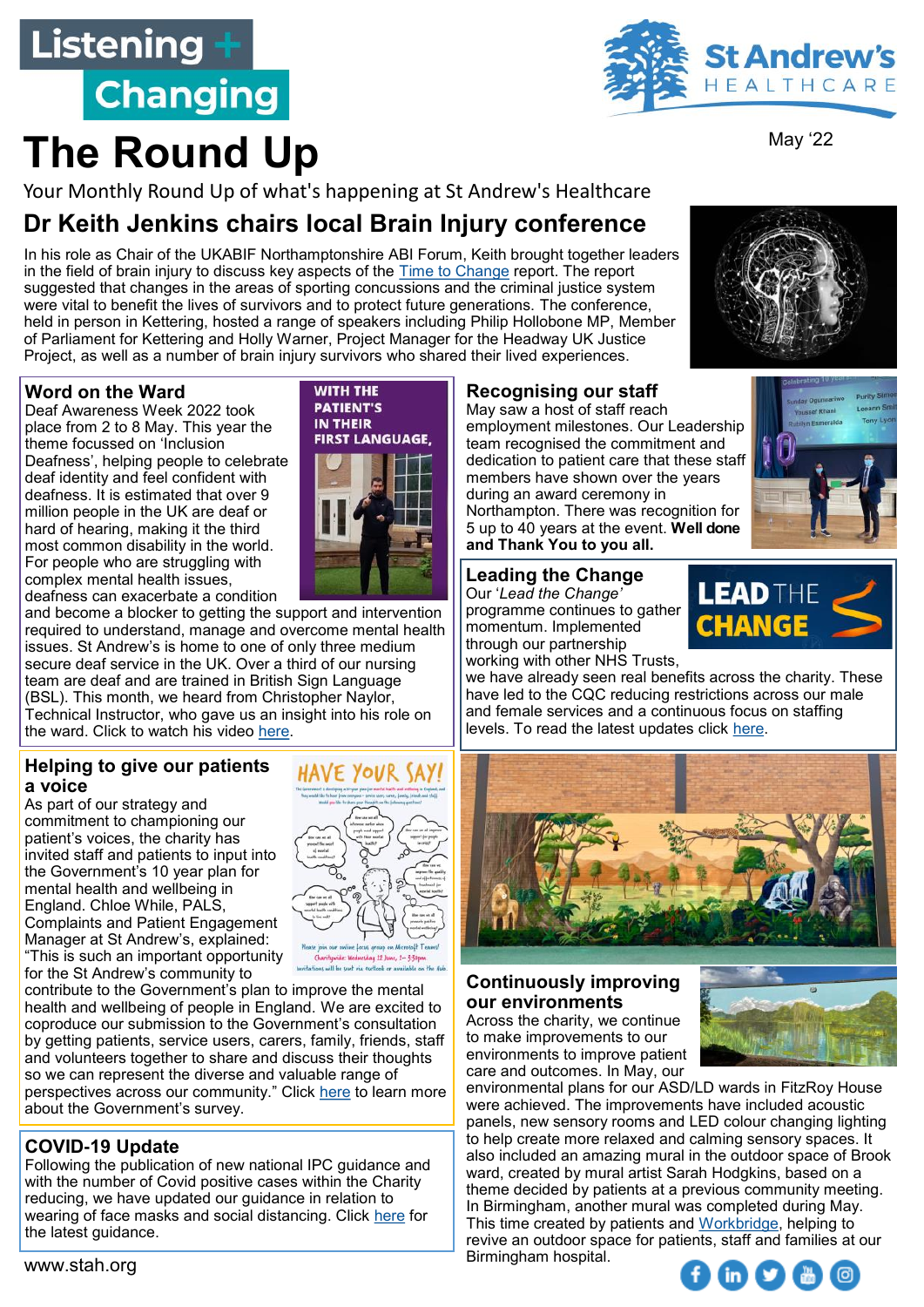# Listening + Changing

# The Round Up

May '22

Your Monthly Round Up of what's happening at St Andrew's Healthcare

## Dr Keith Jenkins chairs local Brain Injury conference

In his role as Chair of the UKABIF Northamptonshire ABI Forum, Keith brought together leaders in the field of brain injury to discuss key aspects of the Time to Change report. The report suggested that changes in the areas of sporting concussions and the criminal justice system were vital to benefit the lives of survivors and to protect future generations. The conference, held in person in Kettering, hosted a range of speakers including Philip Hollobone MP, Member of Parliament for Kettering and Holly Warner, Project Manager for the Headway UK Justice Project, as well as a number of brain injury survivors who shared their lived experiences.

## Word on the Ward

Deaf Awareness Week 2022 took place from 2 to 8 May. This year the theme focussed on 'Inclusion Deafness', helping people to celebrate deaf identity and feel confident with deafness. It is estimated that over 9 million people in the UK are deaf or hard of hearing, making it the third most common disability in the world. For people who are struggling with complex mental health issues, deafness can exacerbate a condition and become a blocker to getting the support and intervention required to understand, manage and overcome mental health issues. St Andrew's is home to one of only three medium secure deaf service in the UK. Over a third of our nursing team are deaf and are trained in British Sign Language (BSL). This month, we heard from Christopher Naylor, Technical Instructor, who gave us an insight into his role on the ward. Click to watch his video here.

## Recognising our staff

May saw a host of staff reach employment milestones. Our Leadership team recognised the commitment and dedication to patient care that these staff members have shown over the years during an award ceremony in Northampton. There was recognition for 5 up to 40 years at the event. **Well done and Thank You to you all.**

## Leading the Change

Our '*Lead the Change*' programme continues to gather momentum. Implemented through our partnership working with other NHS Trusts, we have already seen real benefits across the charity. These have led to the CQC reducing restrictions across our male and female services and a continuous focus on staffing levels. To read the latest updates click here.

## Helping to give our patients a voice

As part of our strategy and commitment to championing our patient's voices, the charity has invited staff and patients to input into the Government's 10 year plan for mental health and wellbeing in England. Chloe While, PALS, Complaints and Patient Engagement Manager at St Andrew's, explained: "This is such an important opportunity for the St Andrew's community to contribute to the Government's plan to improve the mental health and wellbeing of people in England. We are excited to coproduce our submission to the Government's consultation by getting patients, service users, carers, family, friends, staff and volunteers together to share and discuss their thoughts so we can represent the diverse and valuable range of perspectives across our community." Click here to learn more about the Government's survey.

## Continuously improving our environments

Across the charity, we continue to make improvements to our environments to improve patient care and outcomes. In May, our environmental plans for our ASD/LD wards in FitzRoy House were achieved. The improvements have included acoustic panels, new sensory rooms and LED colour changing lighting to help create more relaxed and calming sensory spaces. It also included an amazing mural in the outdoor space of Brook ward, created by mural artist Sarah Hodgkins, based on a theme decided by patients at a previous community meeting. In Birmingham, another mural was completed during May. This time created by patients and Workbridge, helping to revive an outdoor space for patients, staff and families at our Birmingham hospital.

## COVID-19 Update

Following the publication of new national IPC guidance and with the number of Covid positive cases within the Charity reducing, we have updated our guidance in relation to wearing of face masks and social distancing. Click here for the latest guidance.

www.stah.org